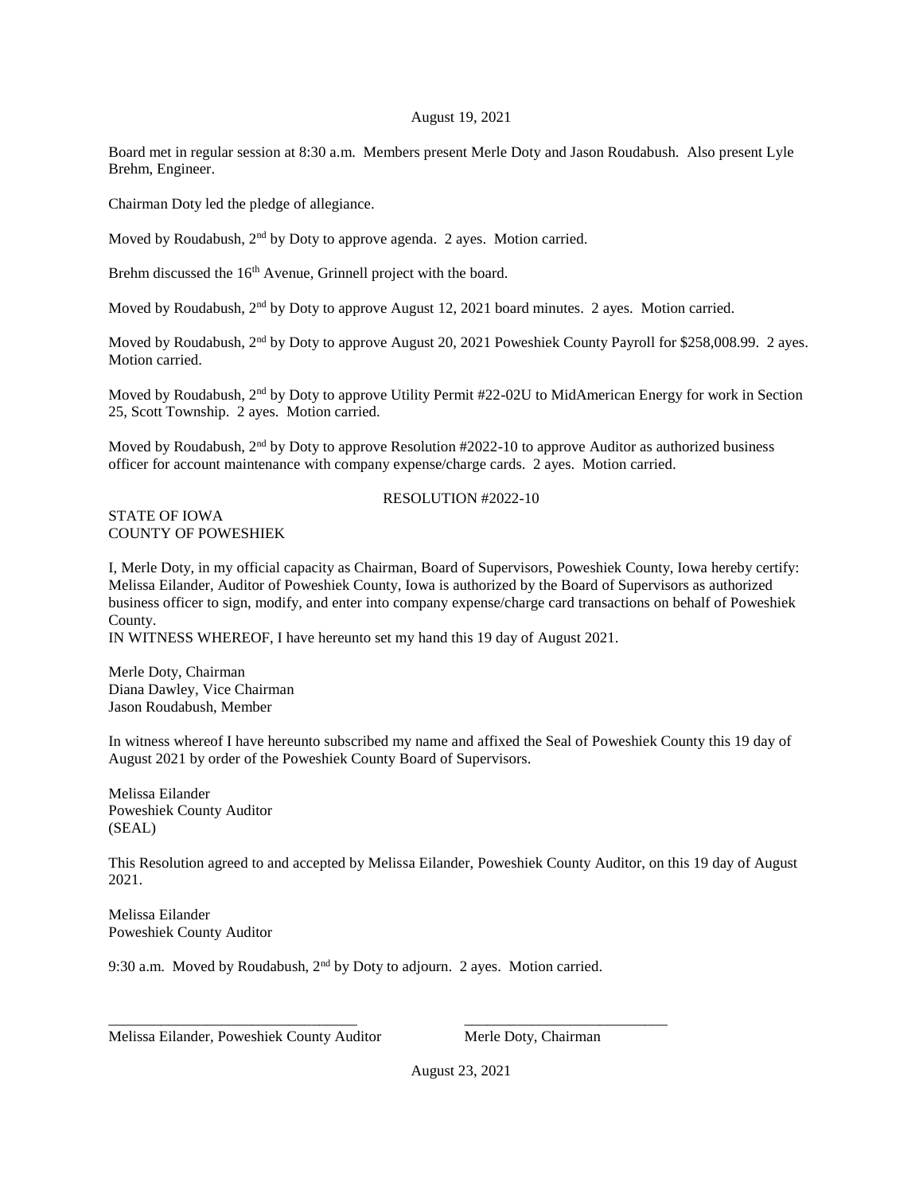August 19, 2021

Board met in regular session at 8:30 a.m. Members present Merle Doty and Jason Roudabush. Also present Lyle Brehm, Engineer.

Chairman Doty led the pledge of allegiance.

Moved by Roudabush, 2nd by Doty to approve agenda. 2 ayes. Motion carried.

Brehm discussed the 16th Avenue, Grinnell project with the board.

Moved by Roudabush, 2nd by Doty to approve August 12, 2021 board minutes. 2 ayes. Motion carried.

Moved by Roudabush, 2nd by Doty to approve August 20, 2021 Poweshiek County Payroll for $258,008.99. 2 ayes. Motion carried.

Moved by Roudabush, 2nd by Doty to approve Utility Permit #22-02U to MidAmerican Energy for work in Section 25, Scott Township. 2 ayes. Motion carried.

Moved by Roudabush, 2nd by Doty to approve Resolution #2022-10 to approve Auditor as authorized business officer for account maintenance with company expense/charge cards. 2 ayes. Motion carried.

RESOLUTION #2022-10

STATE OF IOWA
COUNTY OF POWESHIEK

I, Merle Doty, in my official capacity as Chairman, Board of Supervisors, Poweshiek County, Iowa hereby certify: Melissa Eilander, Auditor of Poweshiek County, Iowa is authorized by the Board of Supervisors as authorized business officer to sign, modify, and enter into company expense/charge card transactions on behalf of Poweshiek County.
IN WITNESS WHEREOF, I have hereunto set my hand this 19 day of August 2021.

Merle Doty, Chairman
Diana Dawley, Vice Chairman
Jason Roudabush, Member

In witness whereof I have hereunto subscribed my name and affixed the Seal of Poweshiek County this 19 day of August 2021 by order of the Poweshiek County Board of Supervisors.

Melissa Eilander
Poweshiek County Auditor
(SEAL)

This Resolution agreed to and accepted by Melissa Eilander, Poweshiek County Auditor, on this 19 day of August 2021.

Melissa Eilander
Poweshiek County Auditor

9:30 a.m. Moved by Roudabush, 2nd by Doty to adjourn. 2 ayes. Motion carried.

\_\_\_\_\_\_\_\_\_\_\_\_\_\_\_\_\_\_\_\_\_\_\_\_\_\_\_\_\_\_\_\_\_\_ \_\_\_\_\_\_\_\_\_\_\_\_\_\_\_\_\_\_\_\_\_\_\_\_\_\_\_\_

Melissa Eilander, Poweshiek County Auditor Merle Doty, Chairman

August 23, 2021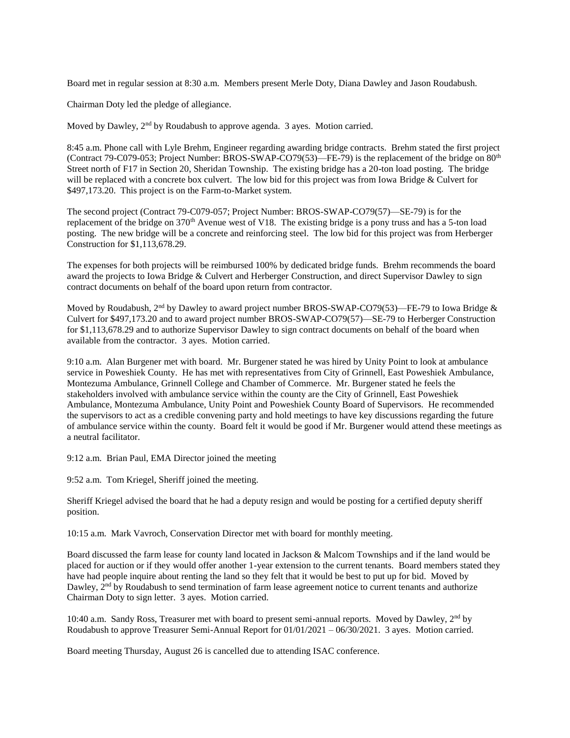Board met in regular session at 8:30 a.m. Members present Merle Doty, Diana Dawley and Jason Roudabush.

Chairman Doty led the pledge of allegiance.

Moved by Dawley, 2nd by Roudabush to approve agenda. 3 ayes. Motion carried.

8:45 a.m. Phone call with Lyle Brehm, Engineer regarding awarding bridge contracts. Brehm stated the first project (Contract 79-C079-053; Project Number: BROS-SWAP-CO79(53)—FE-79) is the replacement of the bridge on 80th Street north of F17 in Section 20, Sheridan Township. The existing bridge has a 20-ton load posting. The bridge will be replaced with a concrete box culvert. The low bid for this project was from Iowa Bridge & Culvert for $497,173.20. This project is on the Farm-to-Market system.

The second project (Contract 79-C079-057; Project Number: BROS-SWAP-CO79(57)—SE-79) is for the replacement of the bridge on 370th Avenue west of V18. The existing bridge is a pony truss and has a 5-ton load posting. The new bridge will be a concrete and reinforcing steel. The low bid for this project was from Herberger Construction for $1,113,678.29.

The expenses for both projects will be reimbursed 100% by dedicated bridge funds. Brehm recommends the board award the projects to Iowa Bridge & Culvert and Herberger Construction, and direct Supervisor Dawley to sign contract documents on behalf of the board upon return from contractor.

Moved by Roudabush, 2nd by Dawley to award project number BROS-SWAP-CO79(53)—FE-79 to Iowa Bridge & Culvert for $497,173.20 and to award project number BROS-SWAP-CO79(57)—SE-79 to Herberger Construction for $1,113,678.29 and to authorize Supervisor Dawley to sign contract documents on behalf of the board when available from the contractor. 3 ayes. Motion carried.

9:10 a.m. Alan Burgener met with board. Mr. Burgener stated he was hired by Unity Point to look at ambulance service in Poweshiek County. He has met with representatives from City of Grinnell, East Poweshiek Ambulance, Montezuma Ambulance, Grinnell College and Chamber of Commerce. Mr. Burgener stated he feels the stakeholders involved with ambulance service within the county are the City of Grinnell, East Poweshiek Ambulance, Montezuma Ambulance, Unity Point and Poweshiek County Board of Supervisors. He recommended the supervisors to act as a credible convening party and hold meetings to have key discussions regarding the future of ambulance service within the county. Board felt it would be good if Mr. Burgener would attend these meetings as a neutral facilitator.

9:12 a.m. Brian Paul, EMA Director joined the meeting

9:52 a.m. Tom Kriegel, Sheriff joined the meeting.

Sheriff Kriegel advised the board that he had a deputy resign and would be posting for a certified deputy sheriff position.

10:15 a.m. Mark Vavroch, Conservation Director met with board for monthly meeting.

Board discussed the farm lease for county land located in Jackson & Malcom Townships and if the land would be placed for auction or if they would offer another 1-year extension to the current tenants. Board members stated they have had people inquire about renting the land so they felt that it would be best to put up for bid. Moved by Dawley, 2nd by Roudabush to send termination of farm lease agreement notice to current tenants and authorize Chairman Doty to sign letter. 3 ayes. Motion carried.

10:40 a.m. Sandy Ross, Treasurer met with board to present semi-annual reports. Moved by Dawley, 2nd by Roudabush to approve Treasurer Semi-Annual Report for 01/01/2021 – 06/30/2021. 3 ayes. Motion carried.

Board meeting Thursday, August 26 is cancelled due to attending ISAC conference.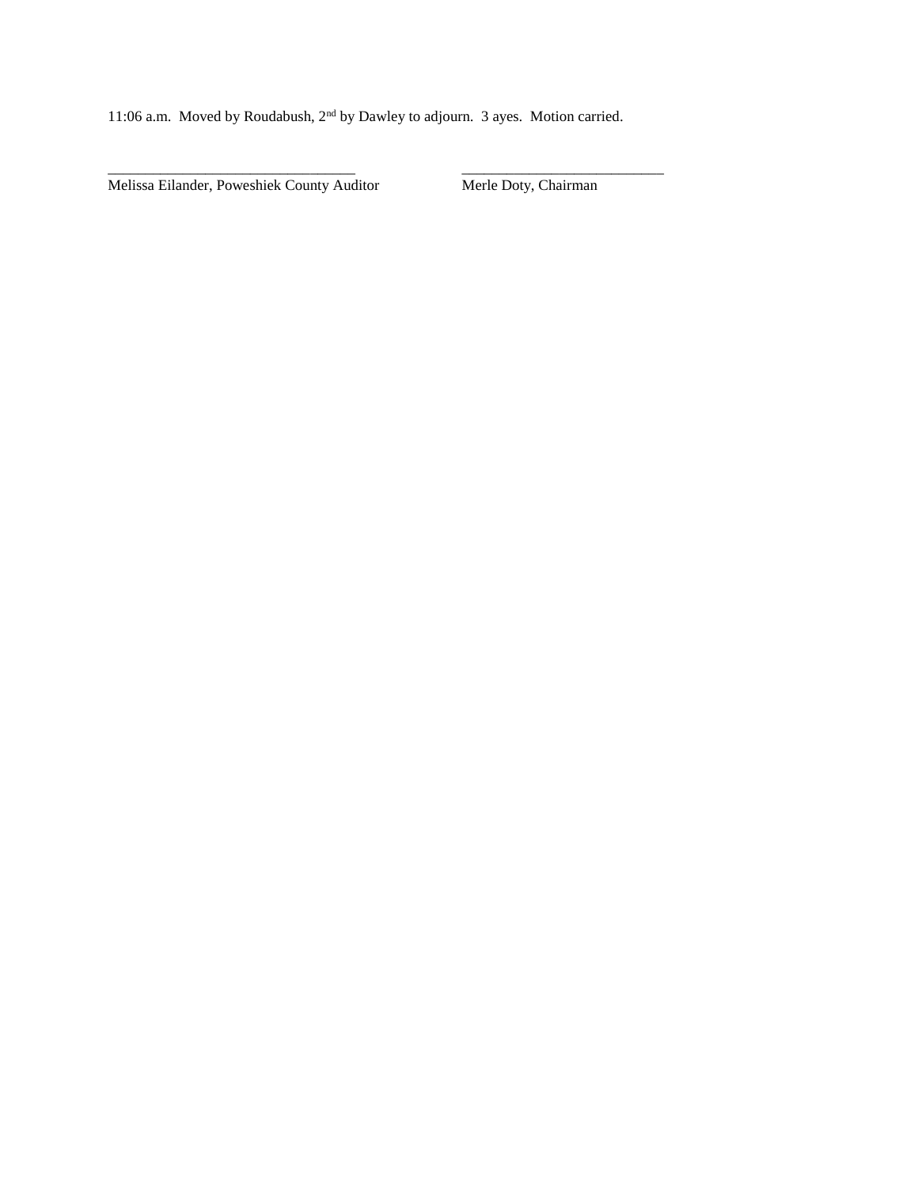11:06 a.m. Moved by Roudabush, 2nd by Dawley to adjourn. 3 ayes. Motion carried.

| | |
|---|---|
| _________________________________ | ___________________________ |
| Melissa Eilander, Poweshiek County Auditor | Merle Doty, Chairman |